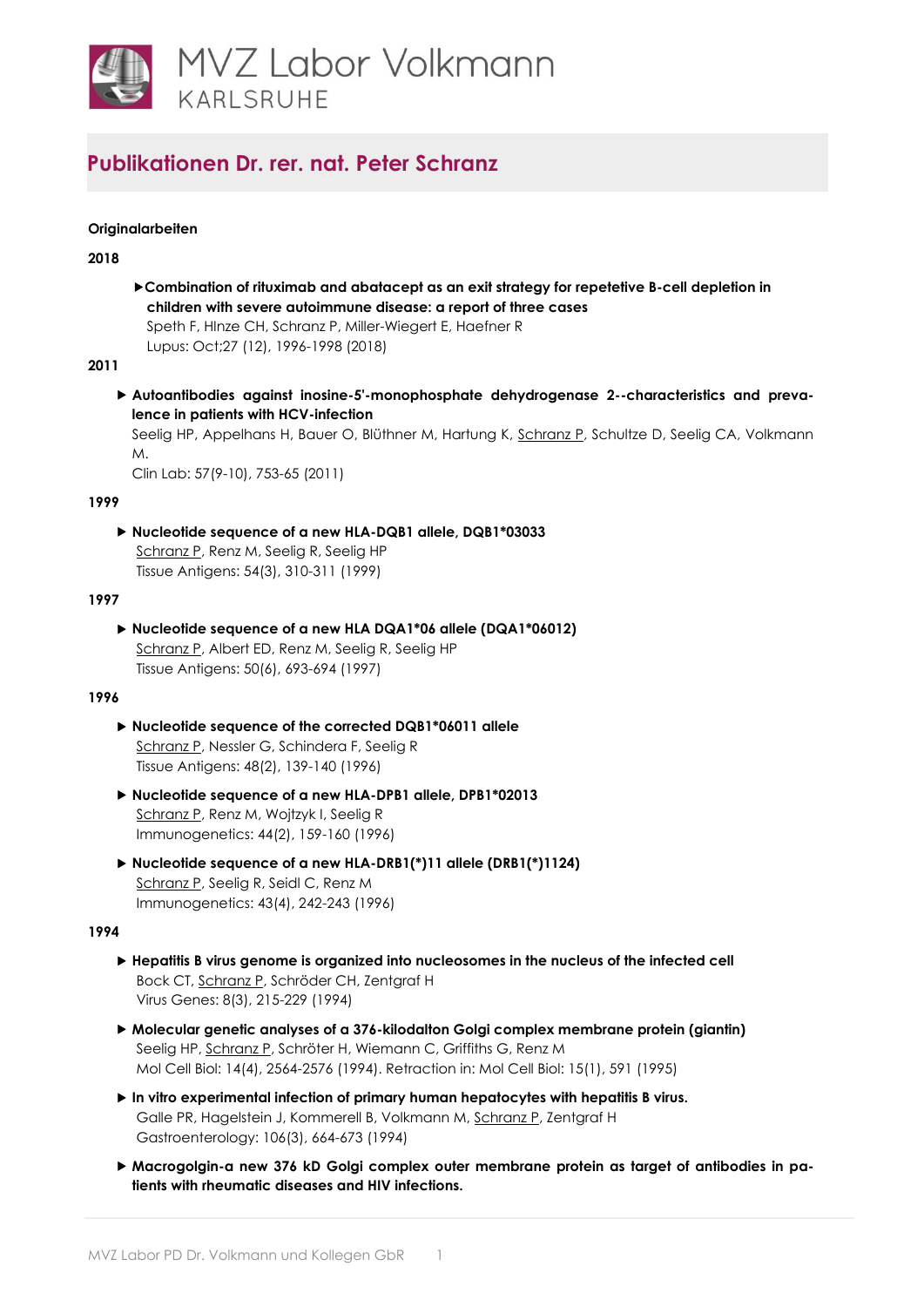# MVZ Labor Volkmann
KARLSRUHE

## Publikationen Dr. rer. nat. Peter Schranz

### Originalarbeiten

**2018**

- **Combination of rituximab and abatacept as an exit strategy for repetetive B-cell depletion in children with severe autoimmune disease: a report of three cases**
  Speth F, HInze CH, Schranz P, Miller-Wiegert E, Haefner R
  Lupus: Oct;27 (12), 1996-1998 (2018)

**2011**

- **Autoantibodies against inosine-5'-monophosphate dehydrogenase 2--characteristics and prevalence in patients with HCV-infection**
  Seelig HP, Appelhans H, Bauer O, Blüthner M, Hartung K, Schranz P, Schultze D, Seelig CA, Volkmann M.
  Clin Lab: 57(9-10), 753-65 (2011)

**1999**

- **Nucleotide sequence of a new HLA-DQB1 allele, DQB1*03033**
  Schranz P, Renz M, Seelig R, Seelig HP
  Tissue Antigens: 54(3), 310-311 (1999)

**1997**

- **Nucleotide sequence of a new HLA DQA1*06 allele (DQA1*06012)**
  Schranz P, Albert ED, Renz M, Seelig R, Seelig HP
  Tissue Antigens: 50(6), 693-694 (1997)

**1996**

- **Nucleotide sequence of the corrected DQB1*06011 allele**
  Schranz P, Nessler G, Schindera F, Seelig R
  Tissue Antigens: 48(2), 139-140 (1996)
- **Nucleotide sequence of a new HLA-DPB1 allele, DPB1*02013**
  Schranz P, Renz M, Wojtzyk I, Seelig R
  Immunogenetics: 44(2), 159-160 (1996)
- **Nucleotide sequence of a new HLA-DRB1(*)11 allele (DRB1(*)1124)**
  Schranz P, Seelig R, Seidl C, Renz M
  Immunogenetics: 43(4), 242-243 (1996)

**1994**

- **Hepatitis B virus genome is organized into nucleosomes in the nucleus of the infected cell**
  Bock CT, Schranz P, Schröder CH, Zentgraf H
  Virus Genes: 8(3), 215-229 (1994)
- **Molecular genetic analyses of a 376-kilodalton Golgi complex membrane protein (giantin)**
  Seelig HP, Schranz P, Schröter H, Wiemann C, Griffiths G, Renz M
  Mol Cell Biol: 14(4), 2564-2576 (1994). Retraction in: Mol Cell Biol: 15(1), 591 (1995)
- **In vitro experimental infection of primary human hepatocytes with hepatitis B virus.**
  Galle PR, Hagelstein J, Kommerell B, Volkmann M, Schranz P, Zentgraf H
  Gastroenterology: 106(3), 664-673 (1994)
- **Macrogolgin-a new 376 kD Golgi complex outer membrane protein as target of antibodies in patients with rheumatic diseases and HIV infections.**

MVZ Labor PD Dr. Volkmann und Kollegen GbR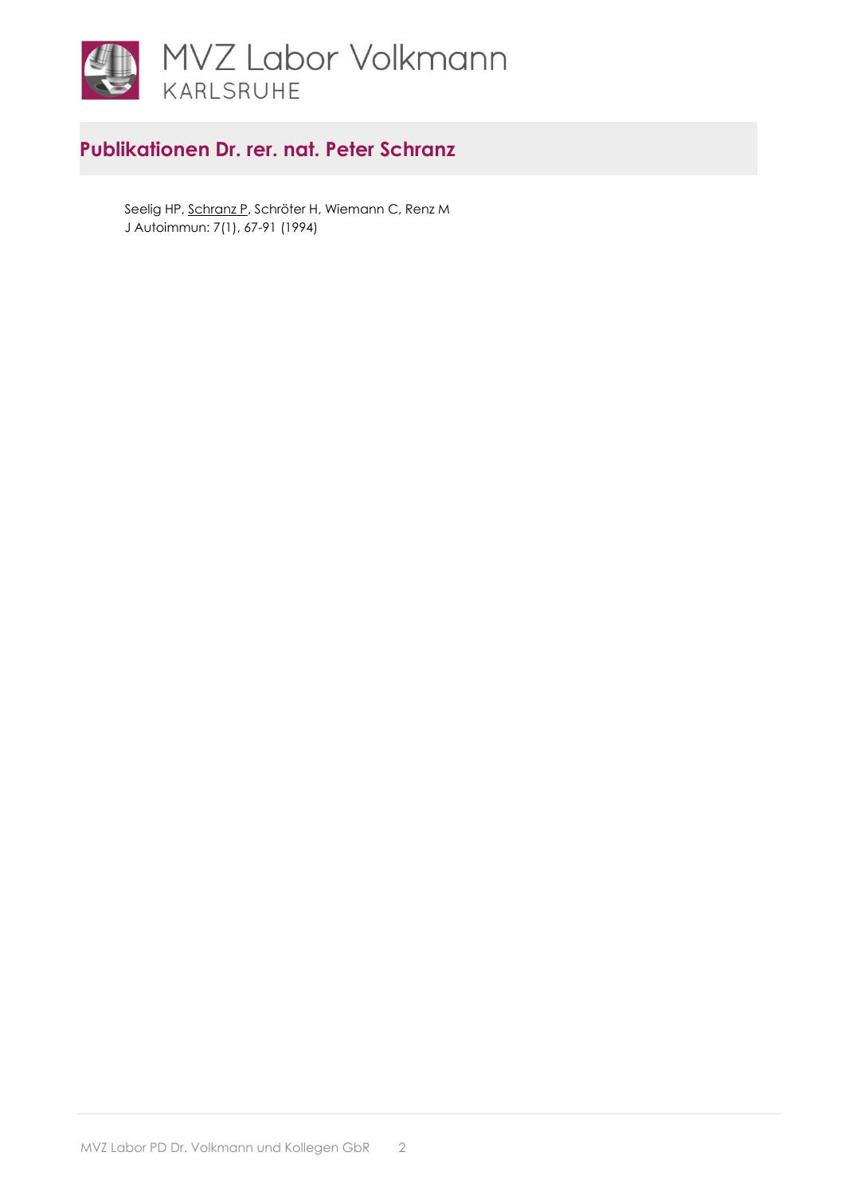# Publikationen Dr. rer. nat. Peter Schranz

Seelig HP, Schranz P, Schröter H, Wiemann C, Renz M
J Autoimmun: 7(1), 67-91 (1994)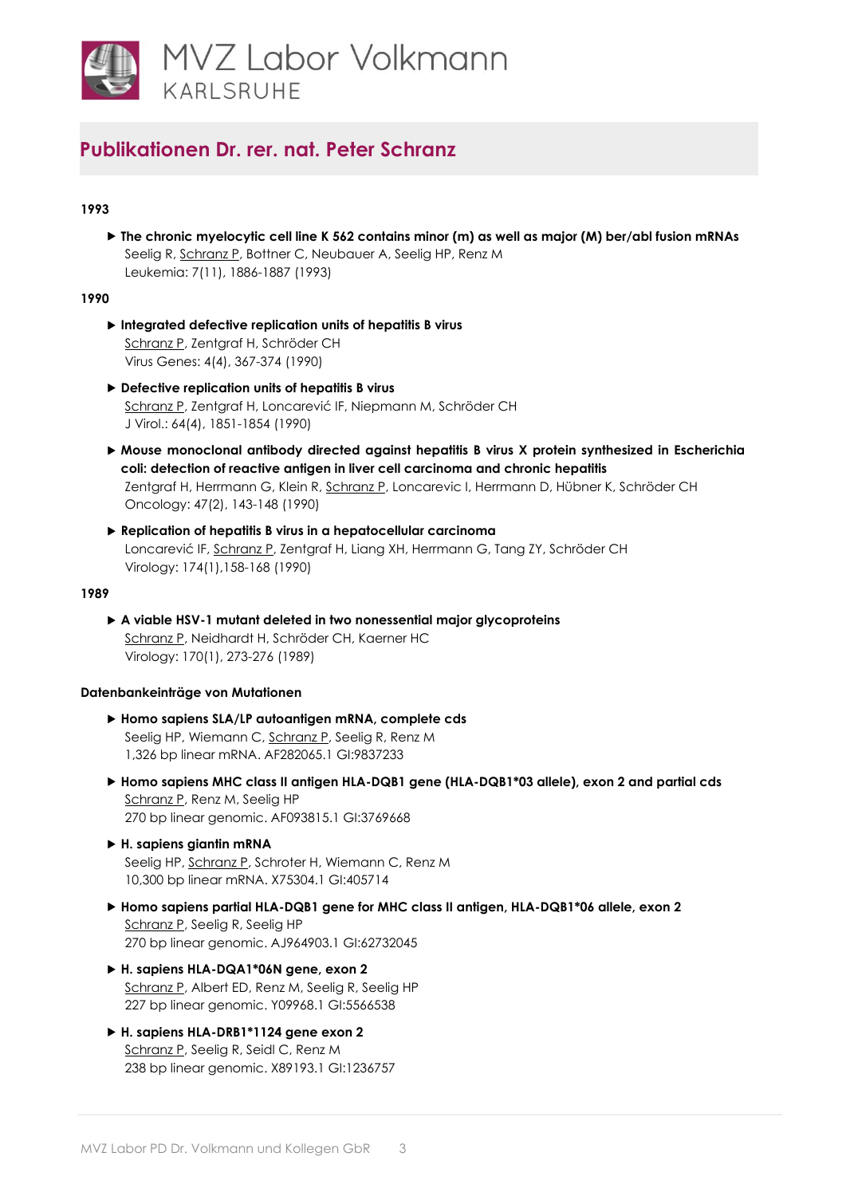# MVZ Labor Volkmann

KARLSRUHE

## Publikationen Dr. rer. nat. Peter Schranz

**1993**

- **The chronic myelocytic cell line K 562 contains minor (m) as well as major (M) bcr/abl fusion mRNAs**
  Seelig R, Schranz P, Bottner C, Neubauer A, Seelig HP, Renz M
  Leukemia: 7(11), 1886-1887 (1993)

**1990**

- **Integrated defective replication units of hepatitis B virus**
  Schranz P, Zentgraf H, Schröder CH
  Virus Genes: 4(4), 367-374 (1990)
- **Defective replication units of hepatitis B virus**
  Schranz P, Zentgraf H, Loncarević IF, Niepmann M, Schröder CH
  J Virol.: 64(4), 1851-1854 (1990)
- **Mouse monoclonal antibody directed against hepatitis B virus X protein synthesized in Escherichia coli: detection of reactive antigen in liver cell carcinoma and chronic hepatitis**
  Zentgraf H, Herrmann G, Klein R, Schranz P, Loncarevic I, Herrmann D, Hübner K, Schröder CH
  Oncology: 47(2), 143-148 (1990)
- **Replication of hepatitis B virus in a hepatocellular carcinoma**
  Loncarević IF, Schranz P, Zentgraf H, Liang XH, Herrmann G, Tang ZY, Schröder CH
  Virology: 174(1),158-168 (1990)

**1989**

- **A viable HSV-1 mutant deleted in two nonessential major glycoproteins**
  Schranz P, Neidhardt H, Schröder CH, Kaerner HC
  Virology: 170(1), 273-276 (1989)

**Datenbankeinträge von Mutationen**

- **Homo sapiens SLA/LP autoantigen mRNA, complete cds**
  Seelig HP, Wiemann C, Schranz P, Seelig R, Renz M
  1,326 bp linear mRNA. AF282065.1 GI:9837233
- **Homo sapiens MHC class II antigen HLA-DQB1 gene (HLA-DQB1*03 allele), exon 2 and partial cds**
  Schranz P, Renz M, Seelig HP
  270 bp linear genomic. AF093815.1 GI:3769668
- **H. sapiens giantin mRNA**
  Seelig HP, Schranz P, Schroter H, Wiemann C, Renz M
  10,300 bp linear mRNA. X75304.1 GI:405714
- **Homo sapiens partial HLA-DQB1 gene for MHC class II antigen, HLA-DQB1*06 allele, exon 2**
  Schranz P, Seelig R, Seelig HP
  270 bp linear genomic. AJ964903.1 GI:62732045
- **H. sapiens HLA-DQA1*06N gene, exon 2**
  Schranz P, Albert ED, Renz M, Seelig R, Seelig HP
  227 bp linear genomic. Y09968.1 GI:5566538
- **H. sapiens HLA-DRB1*1124 gene exon 2**
  Schranz P, Seelig R, Seidl C, Renz M
  238 bp linear genomic. X89193.1 GI:1236757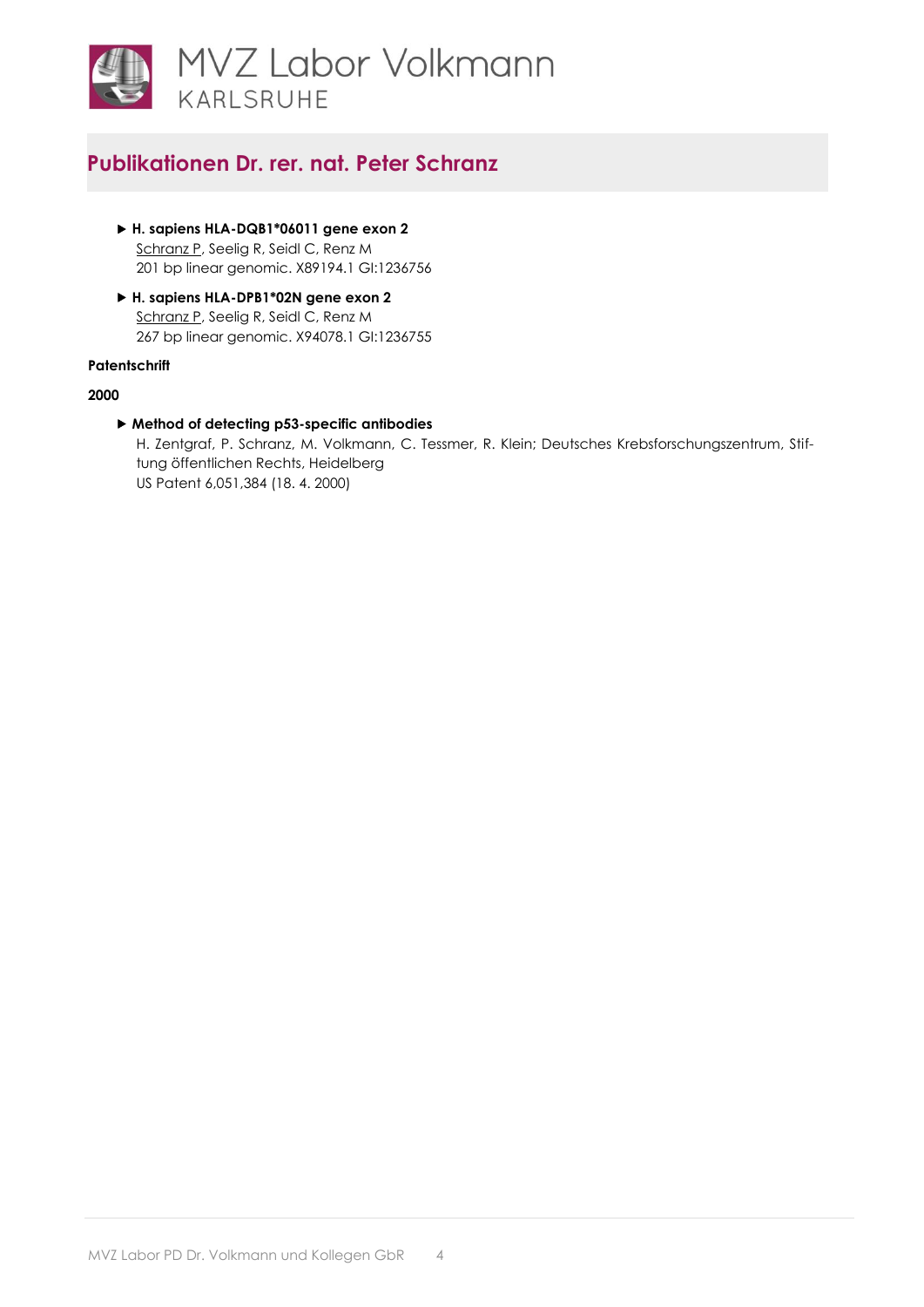# MVZ Labor Volkmann
KARLSRUHE

## Publikationen Dr. rer. nat. Peter Schranz

- **H. sapiens HLA-DQB1*06011 gene exon 2**
  Schranz P, Seelig R, Seidl C, Renz M
  201 bp linear genomic. X89194.1 GI:1236756

- **H. sapiens HLA-DPB1*02N gene exon 2**
  Schranz P, Seelig R, Seidl C, Renz M
  267 bp linear genomic. X94078.1 GI:1236755

**Patentschrift**

**2000**

- **Method of detecting p53-specific antibodies**
  H. Zentgraf, P. Schranz, M. Volkmann, C. Tessmer, R. Klein; Deutsches Krebsforschungszentrum, Stiftung öffentlichen Rechts, Heidelberg
  US Patent 6,051,384 (18. 4. 2000)